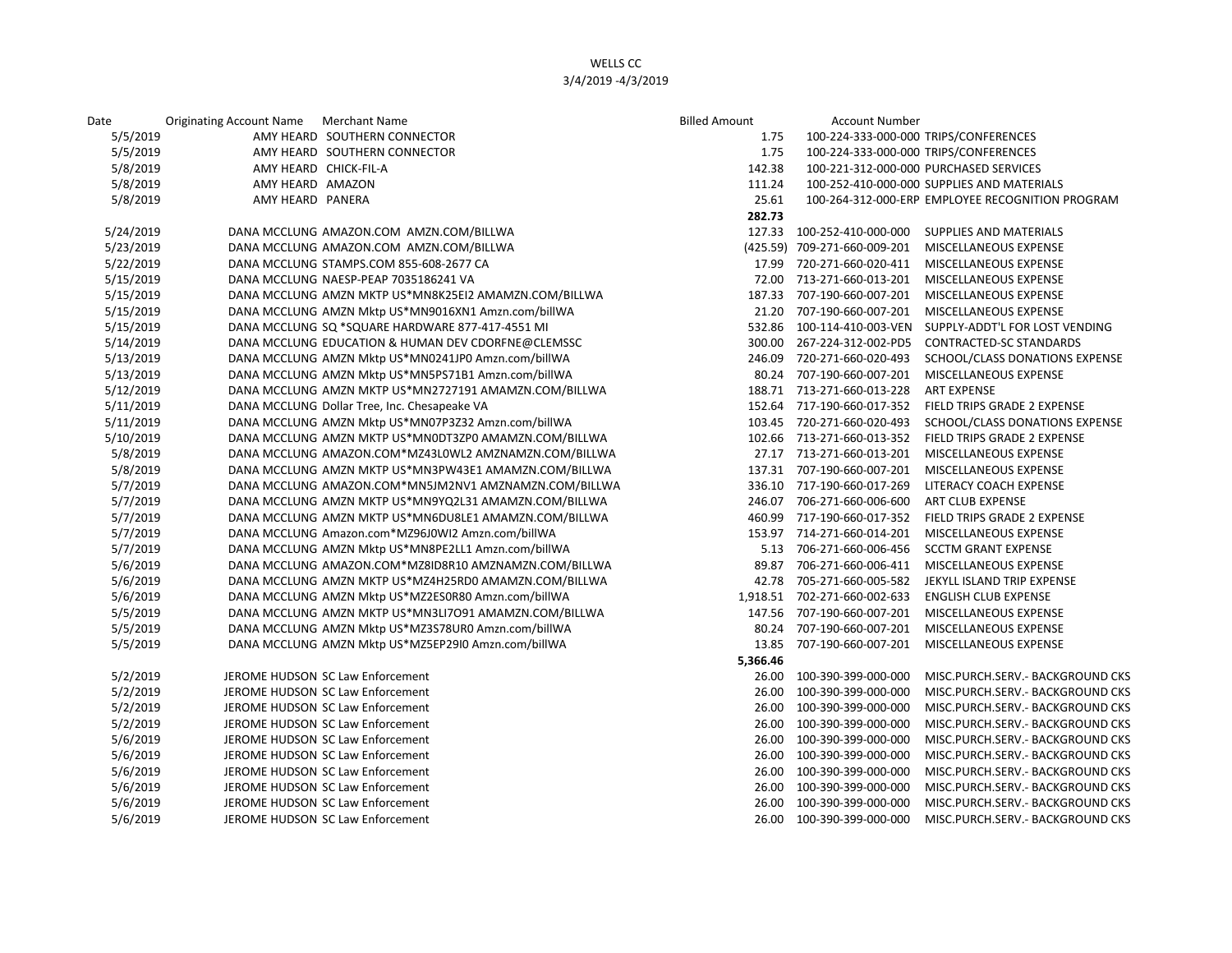WELLS CC

3/4/2019 -4/3/2019

| Date | Originating Account Name | Merchant Name | Billed Amount | Account Number | |
|---|---|---|---|---|---|
| 5/5/2019 | AMY HEARD | SOUTHERN CONNECTOR | 1.75 | 100-224-333-000-000 | TRIPS/CONFERENCES |
| 5/5/2019 | AMY HEARD | SOUTHERN CONNECTOR | 1.75 | 100-224-333-000-000 | TRIPS/CONFERENCES |
| 5/8/2019 | AMY HEARD | CHICK-FIL-A | 142.38 | 100-221-312-000-000 | PURCHASED SERVICES |
| 5/8/2019 | AMY HEARD | AMAZON | 111.24 | 100-252-410-000-000 | SUPPLIES AND MATERIALS |
| 5/8/2019 | AMY HEARD | PANERA | 25.61 | 100-264-312-000-ERP | EMPLOYEE RECOGNITION PROGRAM |
| | | | 282.73 | | |
| 5/24/2019 | DANA MCCLUNG | AMAZON.COM AMZN.COM/BILLWA | 127.33 | 100-252-410-000-000 | SUPPLIES AND MATERIALS |
| 5/23/2019 | DANA MCCLUNG | AMAZON.COM AMZN.COM/BILLWA | (425.59) | 709-271-660-009-201 | MISCELLANEOUS EXPENSE |
| 5/22/2019 | DANA MCCLUNG | STAMPS.COM 855-608-2677 CA | 17.99 | 720-271-660-020-411 | MISCELLANEOUS EXPENSE |
| 5/15/2019 | DANA MCCLUNG | NAESP-PEAP 7035186241 VA | 72.00 | 713-271-660-013-201 | MISCELLANEOUS EXPENSE |
| 5/15/2019 | DANA MCCLUNG | AMZN MKTP US*MN8K25EI2 AMAMZN.COM/BILLWA | 187.33 | 707-190-660-007-201 | MISCELLANEOUS EXPENSE |
| 5/15/2019 | DANA MCCLUNG | AMZN Mktp US*MN9016XN1 Amzn.com/billWA | 21.20 | 707-190-660-007-201 | MISCELLANEOUS EXPENSE |
| 5/15/2019 | DANA MCCLUNG | SQ *SQUARE HARDWARE 877-417-4551 MI | 532.86 | 100-114-410-003-VEN | SUPPLY-ADDT'L FOR LOST VENDING |
| 5/14/2019 | DANA MCCLUNG | EDUCATION & HUMAN DEV CDORFNE@CLEMSSC | 300.00 | 267-224-312-002-PD5 | CONTRACTED-SC STANDARDS |
| 5/13/2019 | DANA MCCLUNG | AMZN Mktp US*MN0241JP0 Amzn.com/billWA | 246.09 | 720-271-660-020-493 | SCHOOL/CLASS DONATIONS EXPENSE |
| 5/13/2019 | DANA MCCLUNG | AMZN Mktp US*MN5PS71B1 Amzn.com/billWA | 80.24 | 707-190-660-007-201 | MISCELLANEOUS EXPENSE |
| 5/12/2019 | DANA MCCLUNG | AMZN MKTP US*MN2727191 AMAMZN.COM/BILLWA | 188.71 | 713-271-660-013-228 | ART EXPENSE |
| 5/11/2019 | DANA MCCLUNG | Dollar Tree, Inc. Chesapeake VA | 152.64 | 717-190-660-017-352 | FIELD TRIPS GRADE 2 EXPENSE |
| 5/11/2019 | DANA MCCLUNG | AMZN Mktp US*MN07P3Z32 Amzn.com/billWA | 103.45 | 720-271-660-020-493 | SCHOOL/CLASS DONATIONS EXPENSE |
| 5/10/2019 | DANA MCCLUNG | AMZN MKTP US*MN0DT3ZP0 AMAMZN.COM/BILLWA | 102.66 | 713-271-660-013-352 | FIELD TRIPS GRADE 2 EXPENSE |
| 5/8/2019 | DANA MCCLUNG | AMAZON.COM*MZ43L0WL2 AMZNAMZN.COM/BILLWA | 27.17 | 713-271-660-013-201 | MISCELLANEOUS EXPENSE |
| 5/8/2019 | DANA MCCLUNG | AMZN MKTP US*MN3PW43E1 AMAMZN.COM/BILLWA | 137.31 | 707-190-660-007-201 | MISCELLANEOUS EXPENSE |
| 5/7/2019 | DANA MCCLUNG | AMAZON.COM*MN5JM2NV1 AMZNAMZN.COM/BILLWA | 336.10 | 717-190-660-017-269 | LITERACY COACH EXPENSE |
| 5/7/2019 | DANA MCCLUNG | AMZN MKTP US*MN9YQ2L31 AMAMZN.COM/BILLWA | 246.07 | 706-271-660-006-600 | ART CLUB EXPENSE |
| 5/7/2019 | DANA MCCLUNG | AMZN MKTP US*MN6DU8LE1 AMAMZN.COM/BILLWA | 460.99 | 717-190-660-017-352 | FIELD TRIPS GRADE 2 EXPENSE |
| 5/7/2019 | DANA MCCLUNG | Amazon.com*MZ96J0WI2 Amzn.com/billWA | 153.97 | 714-271-660-014-201 | MISCELLANEOUS EXPENSE |
| 5/7/2019 | DANA MCCLUNG | AMZN Mktp US*MN8PE2LL1 Amzn.com/billWA | 5.13 | 706-271-660-006-456 | SCCTM GRANT EXPENSE |
| 5/6/2019 | DANA MCCLUNG | AMAZON.COM*MZ8ID8R10 AMZNAMZN.COM/BILLWA | 89.87 | 706-271-660-006-411 | MISCELLANEOUS EXPENSE |
| 5/6/2019 | DANA MCCLUNG | AMZN MKTP US*MZ4H25RD0 AMAMZN.COM/BILLWA | 42.78 | 705-271-660-005-582 | JEKYLL ISLAND TRIP EXPENSE |
| 5/6/2019 | DANA MCCLUNG | AMZN Mktp US*MZ2ES0R80 Amzn.com/billWA | 1,918.51 | 702-271-660-002-633 | ENGLISH CLUB EXPENSE |
| 5/5/2019 | DANA MCCLUNG | AMZN MKTP US*MN3LI7O91 AMAMZN.COM/BILLWA | 147.56 | 707-190-660-007-201 | MISCELLANEOUS EXPENSE |
| 5/5/2019 | DANA MCCLUNG | AMZN Mktp US*MZ3S78UR0 Amzn.com/billWA | 80.24 | 707-190-660-007-201 | MISCELLANEOUS EXPENSE |
| 5/5/2019 | DANA MCCLUNG | AMZN Mktp US*MZ5EP29I0 Amzn.com/billWA | 13.85 | 707-190-660-007-201 | MISCELLANEOUS EXPENSE |
| | | | 5,366.46 | | |
| 5/2/2019 | JEROME HUDSON | SC Law Enforcement | 26.00 | 100-390-399-000-000 | MISC.PURCH.SERV.- BACKGROUND CKS |
| 5/2/2019 | JEROME HUDSON | SC Law Enforcement | 26.00 | 100-390-399-000-000 | MISC.PURCH.SERV.- BACKGROUND CKS |
| 5/2/2019 | JEROME HUDSON | SC Law Enforcement | 26.00 | 100-390-399-000-000 | MISC.PURCH.SERV.- BACKGROUND CKS |
| 5/2/2019 | JEROME HUDSON | SC Law Enforcement | 26.00 | 100-390-399-000-000 | MISC.PURCH.SERV.- BACKGROUND CKS |
| 5/6/2019 | JEROME HUDSON | SC Law Enforcement | 26.00 | 100-390-399-000-000 | MISC.PURCH.SERV.- BACKGROUND CKS |
| 5/6/2019 | JEROME HUDSON | SC Law Enforcement | 26.00 | 100-390-399-000-000 | MISC.PURCH.SERV.- BACKGROUND CKS |
| 5/6/2019 | JEROME HUDSON | SC Law Enforcement | 26.00 | 100-390-399-000-000 | MISC.PURCH.SERV.- BACKGROUND CKS |
| 5/6/2019 | JEROME HUDSON | SC Law Enforcement | 26.00 | 100-390-399-000-000 | MISC.PURCH.SERV.- BACKGROUND CKS |
| 5/6/2019 | JEROME HUDSON | SC Law Enforcement | 26.00 | 100-390-399-000-000 | MISC.PURCH.SERV.- BACKGROUND CKS |
| 5/6/2019 | JEROME HUDSON | SC Law Enforcement | 26.00 | 100-390-399-000-000 | MISC.PURCH.SERV.- BACKGROUND CKS |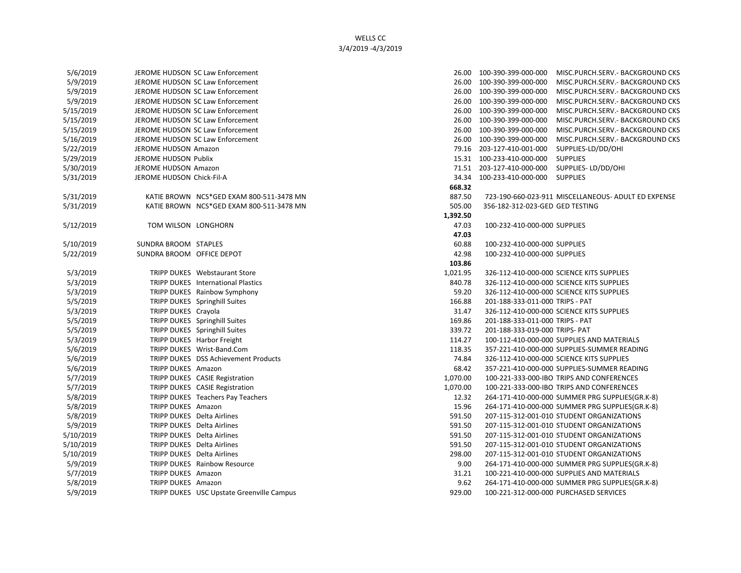WELLS CC
3/4/2019 -4/3/2019

| Date | Cardholder | Vendor | Amount | Account | Description |
|---|---|---|---|---|---|
| 5/6/2019 | JEROME HUDSON | SC Law Enforcement | 26.00 | 100-390-399-000-000 | MISC.PURCH.SERV.- BACKGROUND CKS |
| 5/9/2019 | JEROME HUDSON | SC Law Enforcement | 26.00 | 100-390-399-000-000 | MISC.PURCH.SERV.- BACKGROUND CKS |
| 5/9/2019 | JEROME HUDSON | SC Law Enforcement | 26.00 | 100-390-399-000-000 | MISC.PURCH.SERV.- BACKGROUND CKS |
| 5/9/2019 | JEROME HUDSON | SC Law Enforcement | 26.00 | 100-390-399-000-000 | MISC.PURCH.SERV.- BACKGROUND CKS |
| 5/15/2019 | JEROME HUDSON | SC Law Enforcement | 26.00 | 100-390-399-000-000 | MISC.PURCH.SERV.- BACKGROUND CKS |
| 5/15/2019 | JEROME HUDSON | SC Law Enforcement | 26.00 | 100-390-399-000-000 | MISC.PURCH.SERV.- BACKGROUND CKS |
| 5/15/2019 | JEROME HUDSON | SC Law Enforcement | 26.00 | 100-390-399-000-000 | MISC.PURCH.SERV.- BACKGROUND CKS |
| 5/16/2019 | JEROME HUDSON | SC Law Enforcement | 26.00 | 100-390-399-000-000 | MISC.PURCH.SERV.- BACKGROUND CKS |
| 5/22/2019 | JEROME HUDSON | Amazon | 79.16 | 203-127-410-001-000 | SUPPLIES-LD/DD/OHI |
| 5/29/2019 | JEROME HUDSON | Publix | 15.31 | 100-233-410-000-000 | SUPPLIES |
| 5/30/2019 | JEROME HUDSON | Amazon | 71.51 | 203-127-410-000-000 | SUPPLIES- LD/DD/OHI |
| 5/31/2019 | JEROME HUDSON | Chick-Fil-A | 34.34 | 100-233-410-000-000 | SUPPLIES |
| | | | **668.32** | | |
| 5/31/2019 | KATIE BROWN | NCS*GED EXAM 800-511-3478 MN | 887.50 | 723-190-660-023-911 | MISCELLANEOUS- ADULT ED EXPENSE |
| 5/31/2019 | KATIE BROWN | NCS*GED EXAM 800-511-3478 MN | 505.00 | 356-182-312-023-GED | GED TESTING |
| | | | **1,392.50** | | |
| 5/12/2019 | TOM WILSON | LONGHORN | 47.03 | 100-232-410-000-000 | SUPPLIES |
| | | | **47.03** | | |
| 5/10/2019 | SUNDRA BROOM | STAPLES | 60.88 | 100-232-410-000-000 | SUPPLIES |
| 5/22/2019 | SUNDRA BROOM | OFFICE DEPOT | 42.98 | 100-232-410-000-000 | SUPPLIES |
| | | | **103.86** | | |
| 5/3/2019 | TRIPP DUKES | Webstaurant Store | 1,021.95 | 326-112-410-000-000 | SCIENCE KITS SUPPLIES |
| 5/3/2019 | TRIPP DUKES | International Plastics | 840.78 | 326-112-410-000-000 | SCIENCE KITS SUPPLIES |
| 5/3/2019 | TRIPP DUKES | Rainbow Symphony | 59.20 | 326-112-410-000-000 | SCIENCE KITS SUPPLIES |
| 5/5/2019 | TRIPP DUKES | Springhill Suites | 166.88 | 201-188-333-011-000 | TRIPS - PAT |
| 5/3/2019 | TRIPP DUKES | Crayola | 31.47 | 326-112-410-000-000 | SCIENCE KITS SUPPLIES |
| 5/5/2019 | TRIPP DUKES | Springhill Suites | 169.86 | 201-188-333-011-000 | TRIPS - PAT |
| 5/5/2019 | TRIPP DUKES | Springhill Suites | 339.72 | 201-188-333-019-000 | TRIPS- PAT |
| 5/3/2019 | TRIPP DUKES | Harbor Freight | 114.27 | 100-112-410-000-000 | SUPPLIES AND MATERIALS |
| 5/6/2019 | TRIPP DUKES | Wrist-Band.Com | 118.35 | 357-221-410-000-000 | SUPPLIES-SUMMER READING |
| 5/6/2019 | TRIPP DUKES | DSS Achievement Products | 74.84 | 326-112-410-000-000 | SCIENCE KITS SUPPLIES |
| 5/6/2019 | TRIPP DUKES | Amazon | 68.42 | 357-221-410-000-000 | SUPPLIES-SUMMER READING |
| 5/7/2019 | TRIPP DUKES | CASIE Registration | 1,070.00 | 100-221-333-000-IBO | TRIPS AND CONFERENCES |
| 5/7/2019 | TRIPP DUKES | CASIE Registration | 1,070.00 | 100-221-333-000-IBO | TRIPS AND CONFERENCES |
| 5/8/2019 | TRIPP DUKES | Teachers Pay Teachers | 12.32 | 264-171-410-000-000 | SUMMER PRG SUPPLIES(GR.K-8) |
| 5/8/2019 | TRIPP DUKES | Amazon | 15.96 | 264-171-410-000-000 | SUMMER PRG SUPPLIES(GR.K-8) |
| 5/8/2019 | TRIPP DUKES | Delta Airlines | 591.50 | 207-115-312-001-010 | STUDENT ORGANIZATIONS |
| 5/9/2019 | TRIPP DUKES | Delta Airlines | 591.50 | 207-115-312-001-010 | STUDENT ORGANIZATIONS |
| 5/10/2019 | TRIPP DUKES | Delta Airlines | 591.50 | 207-115-312-001-010 | STUDENT ORGANIZATIONS |
| 5/10/2019 | TRIPP DUKES | Delta Airlines | 591.50 | 207-115-312-001-010 | STUDENT ORGANIZATIONS |
| 5/10/2019 | TRIPP DUKES | Delta Airlines | 298.00 | 207-115-312-001-010 | STUDENT ORGANIZATIONS |
| 5/9/2019 | TRIPP DUKES | Rainbow Resource | 9.00 | 264-171-410-000-000 | SUMMER PRG SUPPLIES(GR.K-8) |
| 5/7/2019 | TRIPP DUKES | Amazon | 31.21 | 100-221-410-000-000 | SUPPLIES AND MATERIALS |
| 5/8/2019 | TRIPP DUKES | Amazon | 9.62 | 264-171-410-000-000 | SUMMER PRG SUPPLIES(GR.K-8) |
| 5/9/2019 | TRIPP DUKES | USC Upstate Greenville Campus | 929.00 | 100-221-312-000-000 | PURCHASED SERVICES |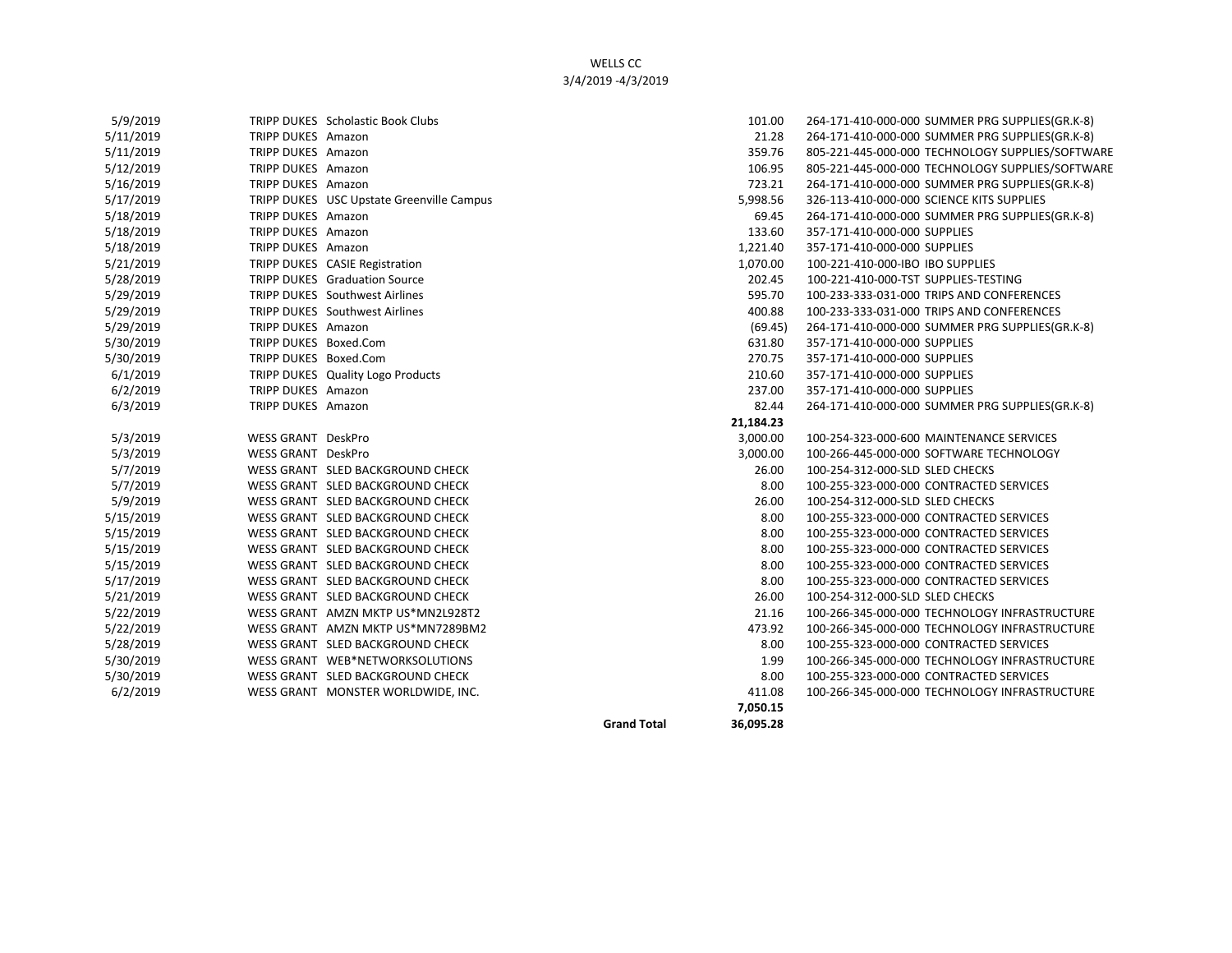WELLS CC

3/4/2019 -4/3/2019

| | | | | | |
|---|---|---|---|---|---|
| 5/9/2019 | TRIPP DUKES | Scholastic Book Clubs | | 101.00 | 264-171-410-000-000 SUMMER PRG SUPPLIES(GR.K-8) |
| 5/11/2019 | TRIPP DUKES | Amazon | | 21.28 | 264-171-410-000-000 SUMMER PRG SUPPLIES(GR.K-8) |
| 5/11/2019 | TRIPP DUKES | Amazon | | 359.76 | 805-221-445-000-000 TECHNOLOGY SUPPLIES/SOFTWARE |
| 5/12/2019 | TRIPP DUKES | Amazon | | 106.95 | 805-221-445-000-000 TECHNOLOGY SUPPLIES/SOFTWARE |
| 5/16/2019 | TRIPP DUKES | Amazon | | 723.21 | 264-171-410-000-000 SUMMER PRG SUPPLIES(GR.K-8) |
| 5/17/2019 | TRIPP DUKES | USC Upstate Greenville Campus | | 5,998.56 | 326-113-410-000-000 SCIENCE KITS SUPPLIES |
| 5/18/2019 | TRIPP DUKES | Amazon | | 69.45 | 264-171-410-000-000 SUMMER PRG SUPPLIES(GR.K-8) |
| 5/18/2019 | TRIPP DUKES | Amazon | | 133.60 | 357-171-410-000-000 SUPPLIES |
| 5/18/2019 | TRIPP DUKES | Amazon | | 1,221.40 | 357-171-410-000-000 SUPPLIES |
| 5/21/2019 | TRIPP DUKES | CASIE Registration | | 1,070.00 | 100-221-410-000-IBO IBO SUPPLIES |
| 5/28/2019 | TRIPP DUKES | Graduation Source | | 202.45 | 100-221-410-000-TST SUPPLIES-TESTING |
| 5/29/2019 | TRIPP DUKES | Southwest Airlines | | 595.70 | 100-233-333-031-000 TRIPS AND CONFERENCES |
| 5/29/2019 | TRIPP DUKES | Southwest Airlines | | 400.88 | 100-233-333-031-000 TRIPS AND CONFERENCES |
| 5/29/2019 | TRIPP DUKES | Amazon | | (69.45) | 264-171-410-000-000 SUMMER PRG SUPPLIES(GR.K-8) |
| 5/30/2019 | TRIPP DUKES | Boxed.Com | | 631.80 | 357-171-410-000-000 SUPPLIES |
| 5/30/2019 | TRIPP DUKES | Boxed.Com | | 270.75 | 357-171-410-000-000 SUPPLIES |
| 6/1/2019 | TRIPP DUKES | Quality Logo Products | | 210.60 | 357-171-410-000-000 SUPPLIES |
| 6/2/2019 | TRIPP DUKES | Amazon | | 237.00 | 357-171-410-000-000 SUPPLIES |
| 6/3/2019 | TRIPP DUKES | Amazon | | 82.44 | 264-171-410-000-000 SUMMER PRG SUPPLIES(GR.K-8) |
| | | | | **21,184.23** | |
| 5/3/2019 | WESS GRANT | DeskPro | | 3,000.00 | 100-254-323-000-600 MAINTENANCE SERVICES |
| 5/3/2019 | WESS GRANT | DeskPro | | 3,000.00 | 100-266-445-000-000 SOFTWARE TECHNOLOGY |
| 5/7/2019 | WESS GRANT | SLED BACKGROUND CHECK | | 26.00 | 100-254-312-000-SLD SLED CHECKS |
| 5/7/2019 | WESS GRANT | SLED BACKGROUND CHECK | | 8.00 | 100-255-323-000-000 CONTRACTED SERVICES |
| 5/9/2019 | WESS GRANT | SLED BACKGROUND CHECK | | 26.00 | 100-254-312-000-SLD SLED CHECKS |
| 5/15/2019 | WESS GRANT | SLED BACKGROUND CHECK | | 8.00 | 100-255-323-000-000 CONTRACTED SERVICES |
| 5/15/2019 | WESS GRANT | SLED BACKGROUND CHECK | | 8.00 | 100-255-323-000-000 CONTRACTED SERVICES |
| 5/15/2019 | WESS GRANT | SLED BACKGROUND CHECK | | 8.00 | 100-255-323-000-000 CONTRACTED SERVICES |
| 5/15/2019 | WESS GRANT | SLED BACKGROUND CHECK | | 8.00 | 100-255-323-000-000 CONTRACTED SERVICES |
| 5/17/2019 | WESS GRANT | SLED BACKGROUND CHECK | | 8.00 | 100-255-323-000-000 CONTRACTED SERVICES |
| 5/21/2019 | WESS GRANT | SLED BACKGROUND CHECK | | 26.00 | 100-254-312-000-SLD SLED CHECKS |
| 5/22/2019 | WESS GRANT | AMZN MKTP US*MN2L928T2 | | 21.16 | 100-266-345-000-000 TECHNOLOGY INFRASTRUCTURE |
| 5/22/2019 | WESS GRANT | AMZN MKTP US*MN7289BM2 | | 473.92 | 100-266-345-000-000 TECHNOLOGY INFRASTRUCTURE |
| 5/28/2019 | WESS GRANT | SLED BACKGROUND CHECK | | 8.00 | 100-255-323-000-000 CONTRACTED SERVICES |
| 5/30/2019 | WESS GRANT | WEB*NETWORKSOLUTIONS | | 1.99 | 100-266-345-000-000 TECHNOLOGY INFRASTRUCTURE |
| 5/30/2019 | WESS GRANT | SLED BACKGROUND CHECK | | 8.00 | 100-255-323-000-000 CONTRACTED SERVICES |
| 6/2/2019 | WESS GRANT | MONSTER WORLDWIDE, INC. | | 411.08 | 100-266-345-000-000 TECHNOLOGY INFRASTRUCTURE |
| | | | | **7,050.15** | |
| | | | **Grand Total** | **36,095.28** | |